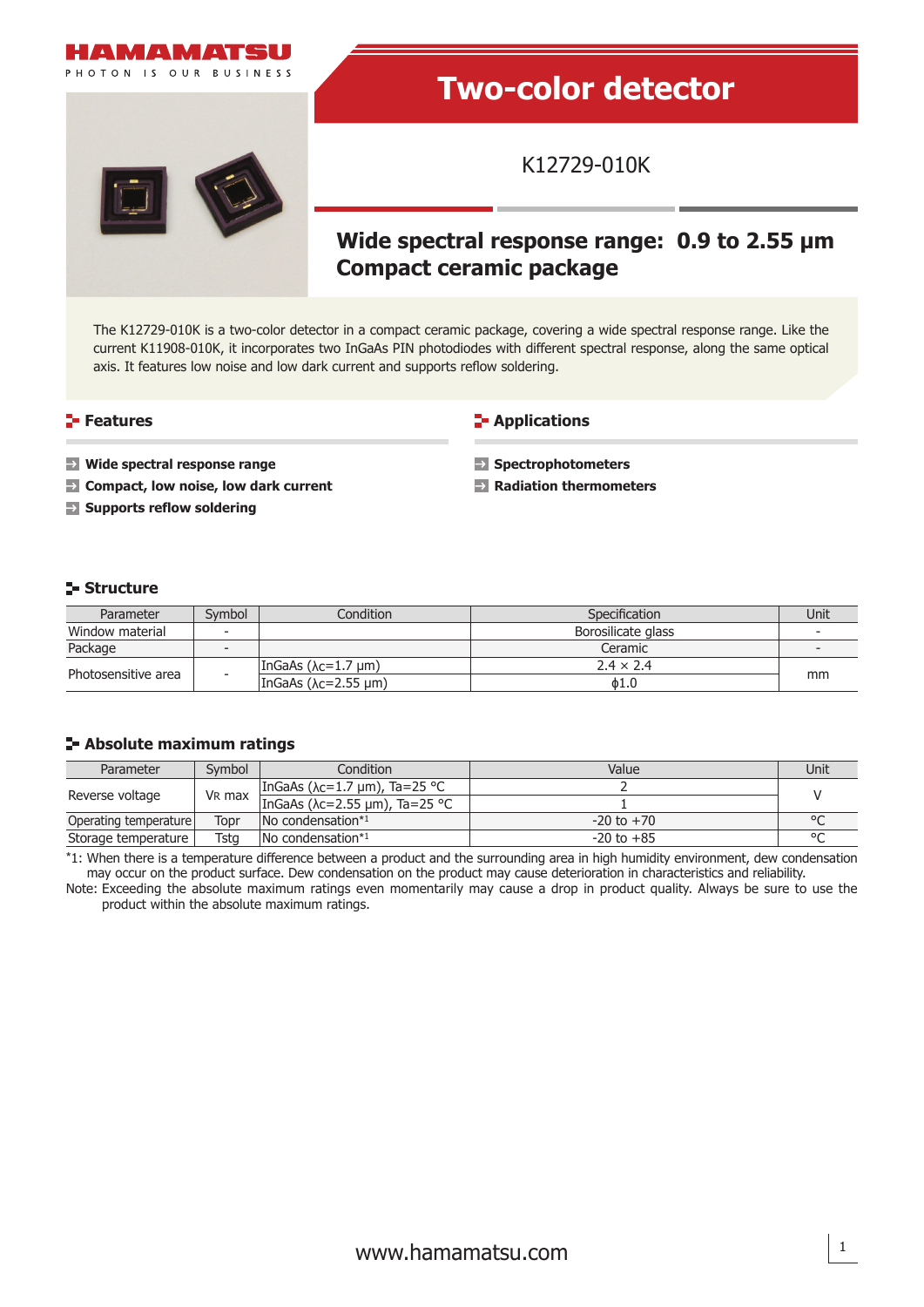# Two-color detector

## K12729-010K

## Wide spectral response range: 0.9 to 2.55 μm
## Compact ceramic package

The K12729-010K is a two-color detector in a compact ceramic package, covering a wide spectral response range. Like the current K11908-010K, it incorporates two InGaAs PIN photodiodes with different spectral response, along the same optical axis. It features low noise and low dark current and supports reflow soldering.

### Features

- **Wide spectral response range**
- **Compact, low noise, low dark current**
- **Supports reflow soldering**

### Applications

- **Spectrophotometers**
- **Radiation thermometers**

### Structure

| Parameter | Symbol | Condition | Specification | Unit |
|---|---|---|---|---|
| Window material | - | | Borosilicate glass | - |
| Package | - | | Ceramic | - |
| Photosensitive area | - | InGaAs ($\lambda_c$=1.7 μm) | 2.4 × 2.4 | mm |
| | | InGaAs ($\lambda_c$=2.55 μm) | ϕ1.0 | |

### Absolute maximum ratings

| Parameter | Symbol | Condition | Value | Unit |
|---|---|---|---|---|
| Reverse voltage | $V_R$ max | InGaAs ($\lambda_c$=1.7 μm), Ta=25 °C | 2 | V |
| | | InGaAs ($\lambda_c$=2.55 μm), Ta=25 °C | 1 | |
| Operating temperature | Topr | No condensation*1 | -20 to +70 | °C |
| Storage temperature | Tstg | No condensation*1 | -20 to +85 | °C |

*1: When there is a temperature difference between a product and the surrounding area in high humidity environment, dew condensation may occur on the product surface. Dew condensation on the product may cause deterioration in characteristics and reliability.

Note: Exceeding the absolute maximum ratings even momentarily may cause a drop in product quality. Always be sure to use the product within the absolute maximum ratings.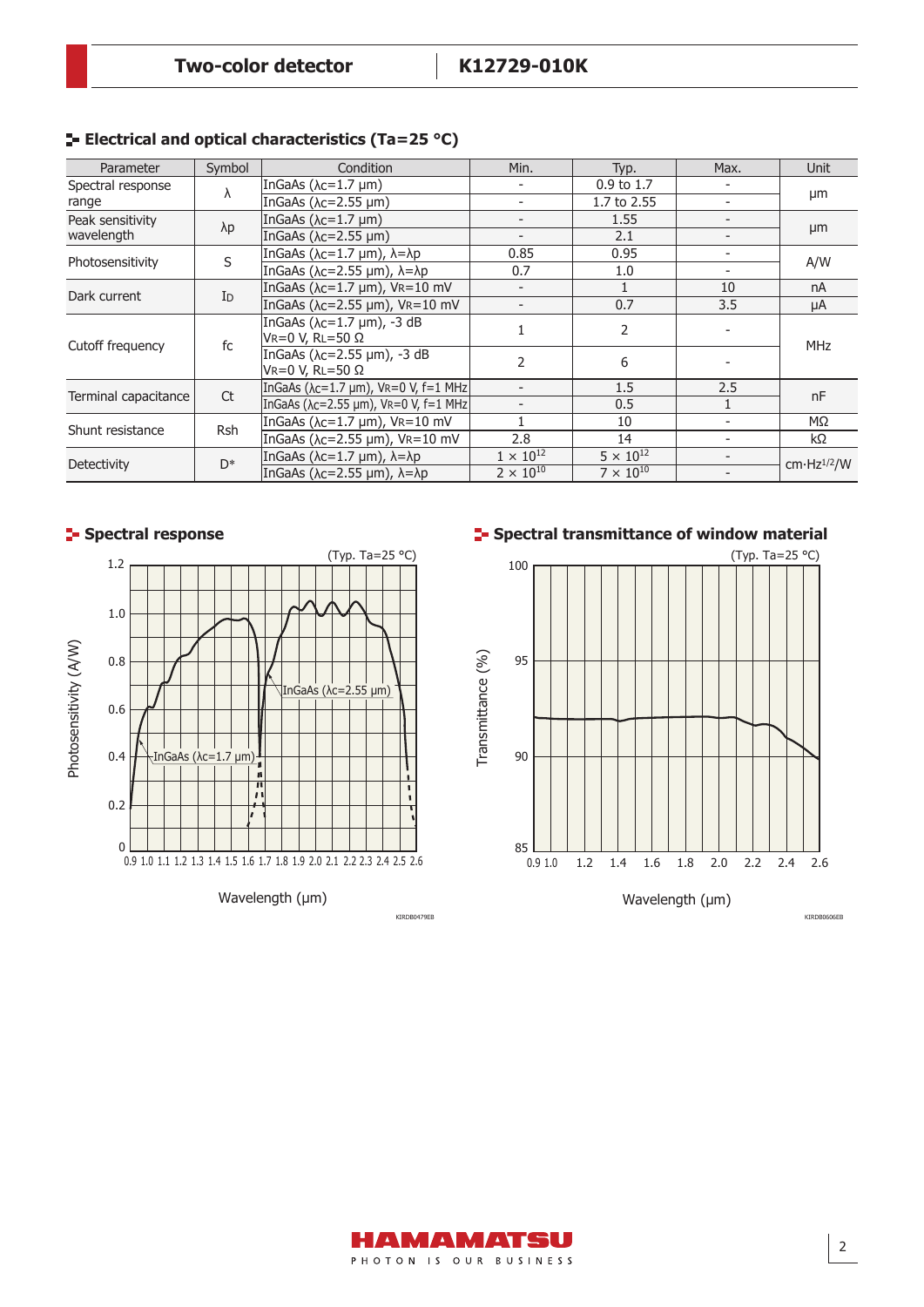## Electrical and optical characteristics (Ta=25 °C)

| Parameter | Symbol | Condition | Min. | Typ. | Max. | Unit |
|---|---|---|---|---|---|---|
| Spectral response range | λ | InGaAs (λc=1.7 µm) | - | 0.9 to 1.7 | - | µm |
| | | InGaAs (λc=2.55 µm) | - | 1.7 to 2.55 | - | |
| Peak sensitivity wavelength | λp | InGaAs (λc=1.7 µm) | - | 1.55 | - | µm |
| | | InGaAs (λc=2.55 µm) | - | 2.1 | - | |
| Photosensitivity | S | InGaAs (λc=1.7 µm), λ=λp | 0.85 | 0.95 | - | A/W |
| | | InGaAs (λc=2.55 µm), λ=λp | 0.7 | 1.0 | - | |
| Dark current | ID | InGaAs (λc=1.7 µm), VR=10 mV | - | 1 | 10 | nA |
| | | InGaAs (λc=2.55 µm), VR=10 mV | - | 0.7 | 3.5 | µA |
| Cutoff frequency | fc | InGaAs (λc=1.7 µm), -3 dB VR=0 V, RL=50 Ω | 1 | 2 | - | MHz |
| | | InGaAs (λc=2.55 µm), -3 dB VR=0 V, RL=50 Ω | 2 | 6 | - | |
| Terminal capacitance | Ct | InGaAs (λc=1.7 µm), VR=0 V, f=1 MHz | - | 1.5 | 2.5 | nF |
| | | InGaAs (λc=2.55 µm), VR=0 V, f=1 MHz | - | 0.5 | 1 | |
| Shunt resistance | Rsh | InGaAs (λc=1.7 µm), VR=10 mV | 1 | 10 | - | MΩ |
| | | InGaAs (λc=2.55 µm), VR=10 mV | 2.8 | 14 | - | kΩ |
| Detectivity | D* | InGaAs (λc=1.7 µm), λ=λp | $1 \times 10^{12}$ | $5 \times 10^{12}$ | - | $cm \cdot Hz^{1/2}/W$ |
| | | InGaAs (λc=2.55 µm), λ=λp | $2 \times 10^{10}$ | $7 \times 10^{10}$ | - | |

## Spectral response

(Typ. Ta=25 °C)

Photosensitivity (A/W) vs. Wavelength (µm); curves: InGaAs (λc=1.7 µm), InGaAs (λc=2.55 µm)

KIRDB0479EB

## Spectral transmittance of window material

(Typ. Ta=25 °C)

Transmittance (%) vs. Wavelength (µm)

KIRDB0606EB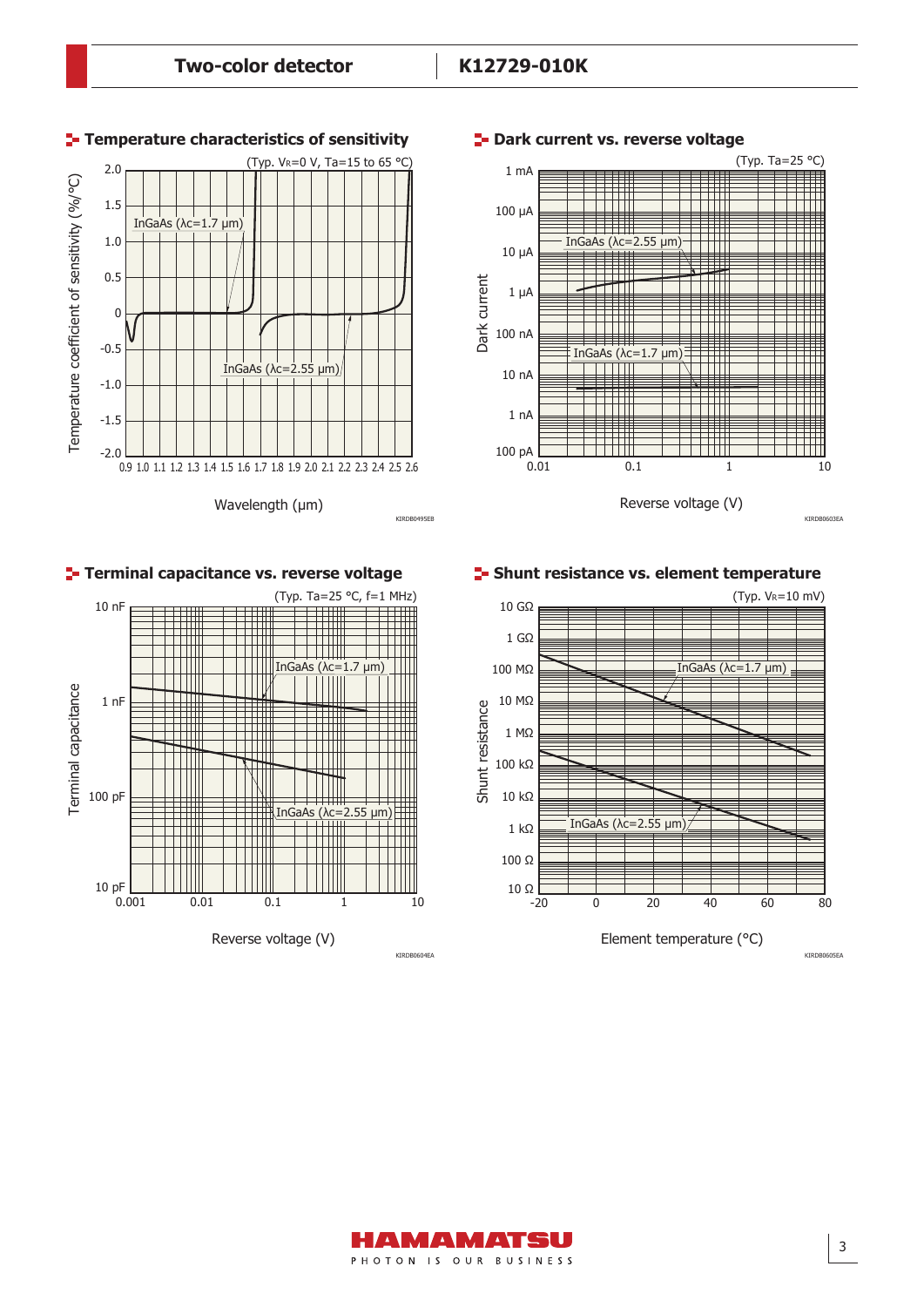## Temperature characteristics of sensitivity

(Typ. $V_R$=0 V, Ta=15 to 65 °C)

Temperature coefficient of sensitivity (%/°C)

InGaAs (λc=1.7 μm)

InGaAs (λc=2.55 μm)

Wavelength (μm)

KIRDB0495EB

## Dark current vs. reverse voltage

(Typ. Ta=25 °C)

Dark current

InGaAs (λc=2.55 μm)

InGaAs (λc=1.7 μm)

Reverse voltage (V)

KIRDB0603EA

## Terminal capacitance vs. reverse voltage

(Typ. Ta=25 °C, f=1 MHz)

Terminal capacitance

InGaAs (λc=1.7 μm)

InGaAs (λc=2.55 μm)

Reverse voltage (V)

KIRDB0604EA

## Shunt resistance vs. element temperature

(Typ. $V_R$=10 mV)

Shunt resistance

InGaAs (λc=1.7 μm)

InGaAs (λc=2.55 μm)

Element temperature (°C)

KIRDB0605EA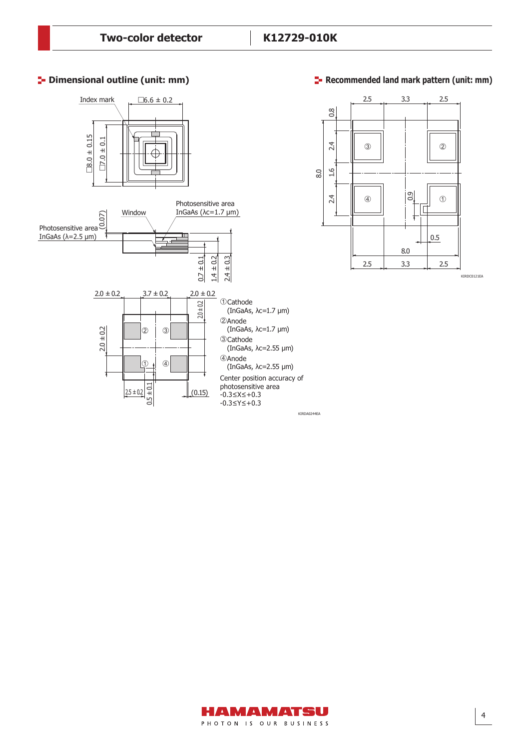## Dimensional outline (unit: mm)

Index mark

□6.6 ± 0.2

□8.0 ± 0.15

□7.0 ± 0.1

Window

Photosensitive area InGaAs (λc=1.7 μm)

Photosensitive area InGaAs (λ=2.5 μm)

(0.07)

0.7 ± 0.1

1.4 ± 0.2

2.4 ± 0.3

2.0 ± 0.2 | 3.7 ± 0.2 | 2.0 ± 0.2

2.0 ± 0.2

2.0 ± 0.2

2.5 ± 0.2

0.5 ± 0.1

(0.15)

①Cathode
(InGaAs, λc=1.7 μm)

②Anode
(InGaAs, λc=1.7 μm)

③Cathode
(InGaAs, λc=2.55 μm)

④Anode
(InGaAs, λc=2.55 μm)

Center position accuracy of photosensitive area
-0.3≤X≤+0.3
-0.3≤Y≤+0.3

KIRDA0244EA

## Recommended land mark pattern (unit: mm)

2.5 | 3.3 | 2.5

0.8

2.4

1.6

2.4

8.0

0.9

0.5

8.0

2.5 | 3.3 | 2.5

KIRDC0121EA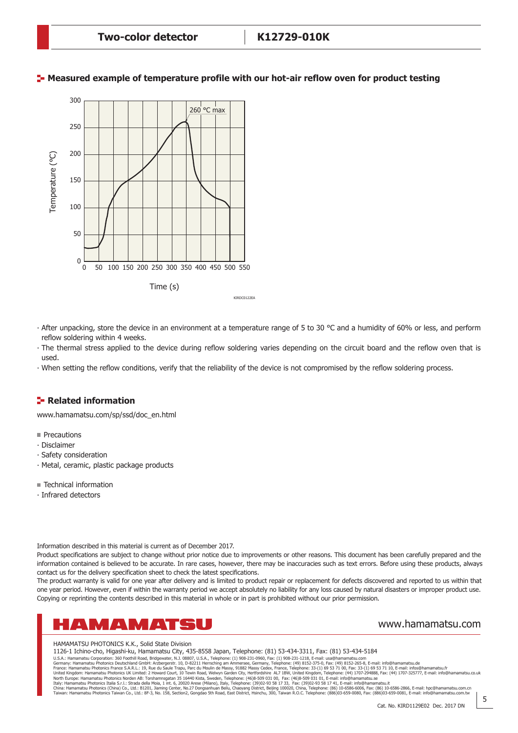## Measured example of temperature profile with our hot-air reflow oven for product testing

Temperature (°C)

300
250
200
150
100
50
0

0 50 100 150 200 250 300 350 400 450 500 550

Time (s)

260 °C max

KIRDC0122EA

- After unpacking, store the device in an environment at a temperature range of 5 to 30 °C and a humidity of 60% or less, and perform reflow soldering within 4 weeks.
- The thermal stress applied to the device during reflow soldering varies depending on the circuit board and the reflow oven that is used.
- When setting the reflow conditions, verify that the reliability of the device is not compromised by the reflow soldering process.

## Related information

www.hamamatsu.com/sp/ssd/doc_en.html

- Precautions
  - Disclaimer
  - Safety consideration
  - Metal, ceramic, plastic package products
- Technical information
  - Infrared detectors

Information described in this material is current as of December 2017.

Product specifications are subject to change without prior notice due to improvements or other reasons. This document has been carefully prepared and the information contained is believed to be accurate. In rare cases, however, there may be inaccuracies such as text errors. Before using these products, always contact us for the delivery specification sheet to check the latest specifications.

The product warranty is valid for one year after delivery and is limited to product repair or replacement for defects discovered and reported to us within that one year period. However, even if within the warranty period we accept absolutely no liability for any loss caused by natural disasters or improper product use. Copying or reprinting the contents described in this material in whole or in part is prohibited without our prior permission.

**HAMAMATSU**

www.hamamatsu.com

HAMAMATSU PHOTONICS K.K., Solid State Division
1126-1 Ichino-cho, Higashi-ku, Hamamatsu City, 435-8558 Japan, Telephone: (81) 53-434-3311, Fax: (81) 53-434-5184
U.S.A.: Hamamatsu Corporation: 360 Foothill Road, Bridgewater, N.J. 08807, U.S.A., Telephone: (1) 908-231-0960, Fax: (1) 908-231-1218, E-mail: usa@hamamatsu.com
Germany: Hamamatsu Photonics Deutschland GmbH: Arzbergerstr. 10, D-82211 Herrsching am Ammersee, Germany, Telephone: (49) 8152-375-0, Fax: (49) 8152-265-8, E-mail: info@hamamatsu.de
France: Hamamatsu Photonics France S.A.R.L.: 19, Rue du Saule Trapu, Parc du Moulin de Massy, 91882 Massy Cedex, France, Telephone: 33-(1) 69 53 71 00, Fax: 33-(1) 69 53 71 10, E-mail: infos@hamamatsu.fr
United Kingdom: Hamamatsu Photonics UK Limited: 2 Howard Court, 10 Tewin Road, Welwyn Garden City, Hertfordshire AL7 1BW, United Kingdom, Telephone: (44) 1707-294888, Fax: (44) 1707-325777, E-mail: info@hamamatsu.co.uk
North Europe: Hamamatsu Photonics Norden AB: Torshamnsgatan 35 16440 Kista, Sweden, Telephone: (46)8-509 031 00, Fax: (46)8-509 031 01, E-mail: info@hamamatsu.se
Italy: Hamamatsu Photonics Italia S.r.l.: Strada della Moia, 1 int. 6, 20020 Arese (Milano), Italy, Telephone: (39)02-93 58 17 33, Fax: (39)02-93 58 17 41, E-mail: info@hamamatsu.it
China: Hamamatsu Photonics (China) Co., Ltd.: B1201, Jiaming Center, No.27 Dongsanhuan Beilu, Chaoyang District, Beijing 100020, China, Telephone: (86) 10-6586-6006, Fax: (86) 10-6586-2866, E-mail: hpc@hamamatsu.com.cn
Taiwan: Hamamatsu Photonics Taiwan Co., Ltd.: 8F-3, No. 158, Section2, Gongdao 5th Road, East District, Hsinchu, 300, Taiwan R.O.C. Telephone: (886)03-659-0080, Fax: (886)03-659-0081, E-mail: info@hamamatsu.com.tw

Cat. No. KIRD1129E02 Dec. 2017 DN